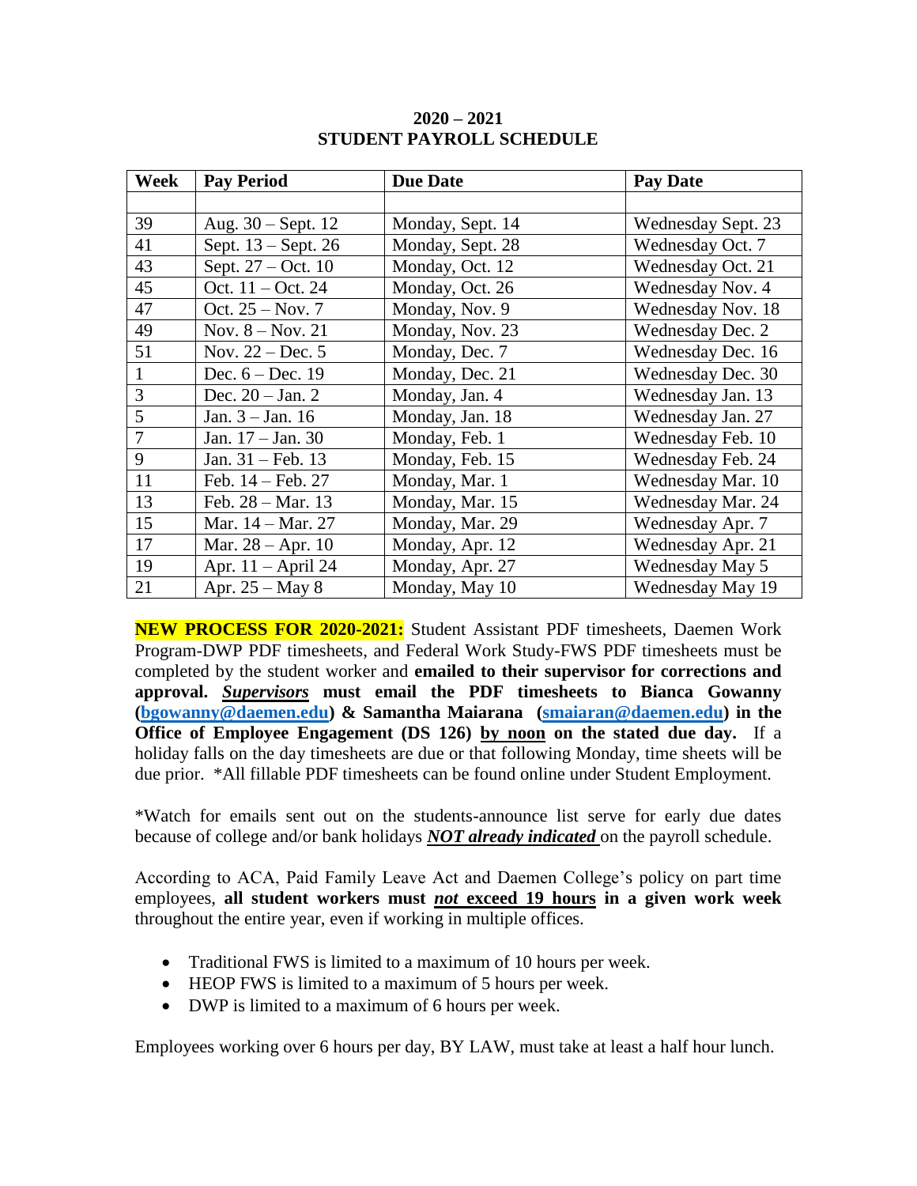# 2020 – 2021
# STUDENT PAYROLL SCHEDULE

| Week | Pay Period | Due Date | Pay Date |
|---|---|---|---|
| | | | |
| 39 | Aug. 30 – Sept. 12 | Monday, Sept. 14 | Wednesday Sept. 23 |
| 41 | Sept. 13 – Sept. 26 | Monday, Sept. 28 | Wednesday Oct. 7 |
| 43 | Sept. 27 – Oct. 10 | Monday, Oct. 12 | Wednesday Oct. 21 |
| 45 | Oct. 11 – Oct. 24 | Monday, Oct. 26 | Wednesday Nov. 4 |
| 47 | Oct. 25 – Nov. 7 | Monday, Nov. 9 | Wednesday Nov. 18 |
| 49 | Nov. 8 – Nov. 21 | Monday, Nov. 23 | Wednesday Dec. 2 |
| 51 | Nov. 22 – Dec. 5 | Monday, Dec. 7 | Wednesday Dec. 16 |
| 1 | Dec. 6 – Dec. 19 | Monday, Dec. 21 | Wednesday Dec. 30 |
| 3 | Dec. 20 – Jan. 2 | Monday, Jan. 4 | Wednesday Jan. 13 |
| 5 | Jan. 3 – Jan. 16 | Monday, Jan. 18 | Wednesday Jan. 27 |
| 7 | Jan. 17 – Jan. 30 | Monday, Feb. 1 | Wednesday Feb. 10 |
| 9 | Jan. 31 – Feb. 13 | Monday, Feb. 15 | Wednesday Feb. 24 |
| 11 | Feb. 14 – Feb. 27 | Monday, Mar. 1 | Wednesday Mar. 10 |
| 13 | Feb. 28 – Mar. 13 | Monday, Mar. 15 | Wednesday Mar. 24 |
| 15 | Mar. 14 – Mar. 27 | Monday, Mar. 29 | Wednesday Apr. 7 |
| 17 | Mar. 28 – Apr. 10 | Monday, Apr. 12 | Wednesday Apr. 21 |
| 19 | Apr. 11 – April 24 | Monday, Apr. 27 | Wednesday May 5 |
| 21 | Apr. 25 – May 8 | Monday, May 10 | Wednesday May 19 |

**NEW PROCESS FOR 2020-2021:** Student Assistant PDF timesheets, Daemen Work Program-DWP PDF timesheets, and Federal Work Study-FWS PDF timesheets must be completed by the student worker and **emailed to their supervisor for corrections and approval. *Supervisors* must email the PDF timesheets to Bianca Gowanny (bgowanny@daemen.edu) & Samantha Maiarana (smaiaran@daemen.edu) in the Office of Employee Engagement (DS 126) by noon on the stated due day.** If a holiday falls on the day timesheets are due or that following Monday, time sheets will be due prior. *All fillable PDF timesheets can be found online under Student Employment.

*Watch for emails sent out on the students-announce list serve for early due dates because of college and/or bank holidays ***NOT already indicated*** on the payroll schedule.

According to ACA, Paid Family Leave Act and Daemen College's policy on part time employees, **all student workers must *not* exceed 19 hours in a given work week** throughout the entire year, even if working in multiple offices.

- Traditional FWS is limited to a maximum of 10 hours per week.
- HEOP FWS is limited to a maximum of 5 hours per week.
- DWP is limited to a maximum of 6 hours per week.

Employees working over 6 hours per day, BY LAW, must take at least a half hour lunch.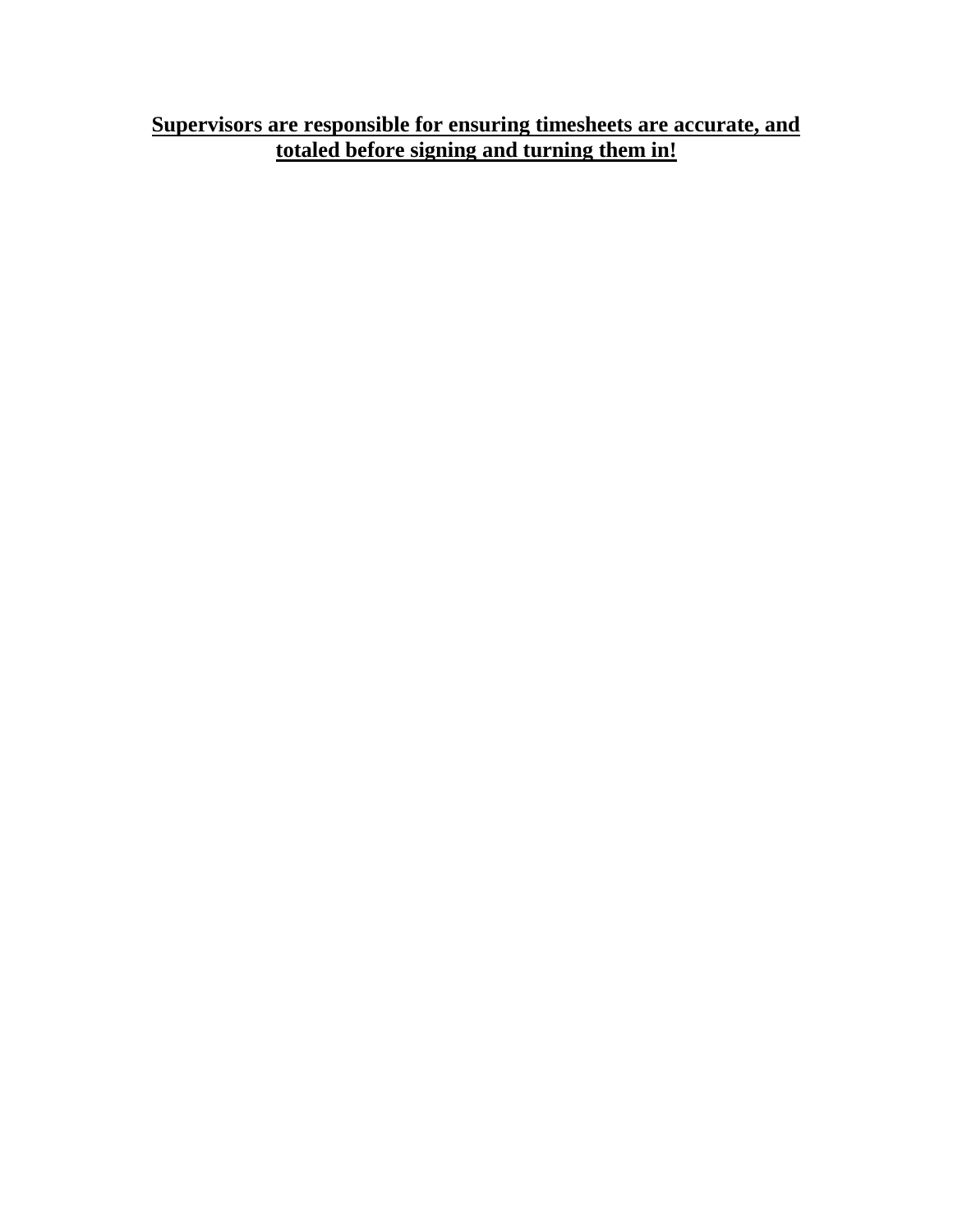**Supervisors are responsible for ensuring timesheets are accurate, and totaled before signing and turning them in!**